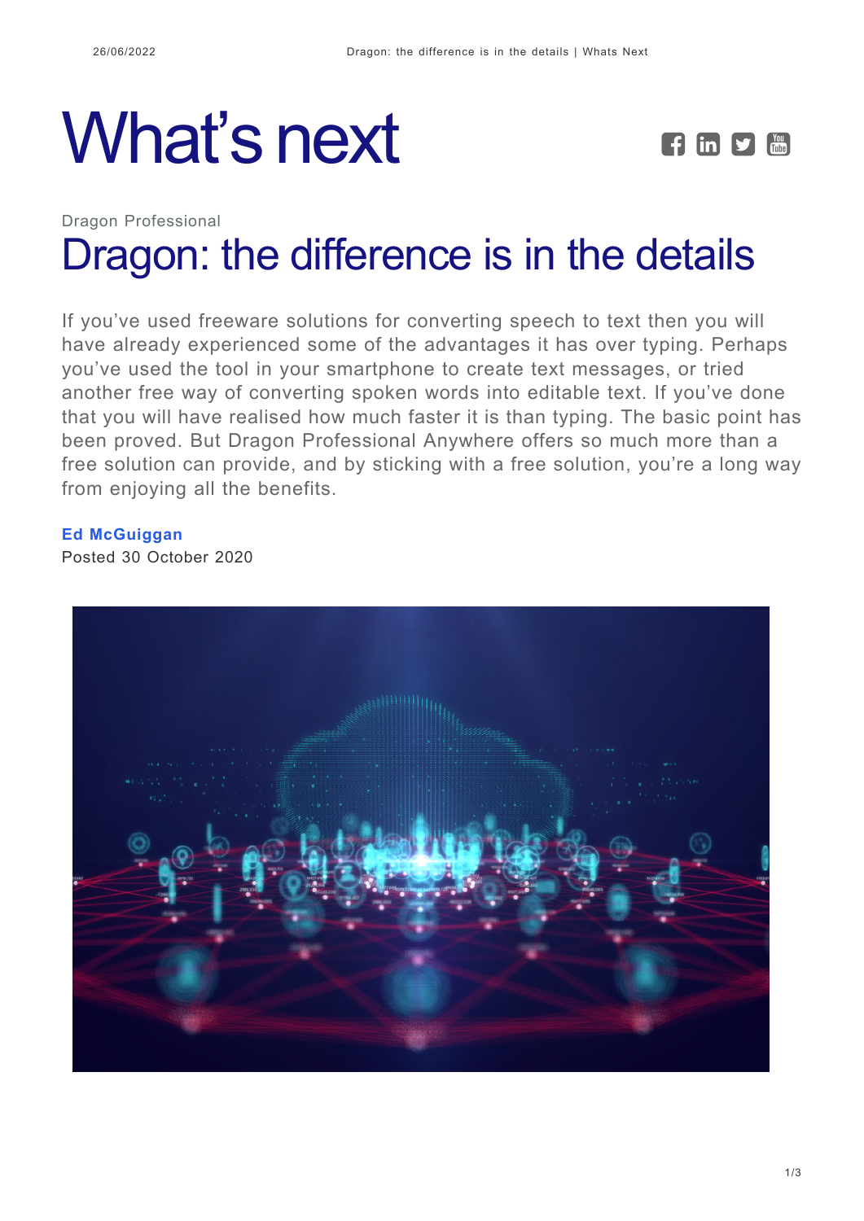# What's next

Dragon Professional

## Dragon: the difference is in the details

If you've used freeware solutions for converting speech to text then you will have already experienced some of the advantages it has over typing. Perhaps you've used the tool in your smartphone to create text messages, or tried another free way of converting spoken words into editable text. If you've done that you will have realised how much faster it is than typing. The basic point has been proved. But Dragon Professional Anywhere offers so much more than a free solution can provide, and by sticking with a free solution, you're a long way from enjoying all the benefits.

**Ed McGuiggan**
Posted 30 October 2020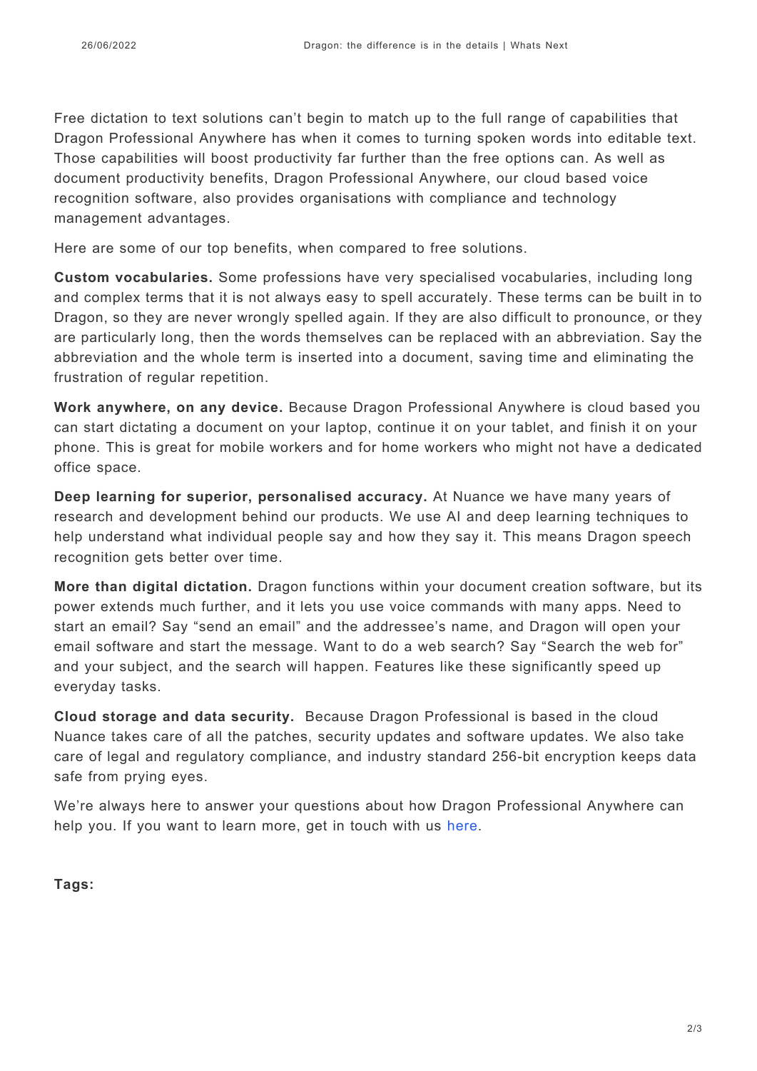Free dictation to text solutions can't begin to match up to the full range of capabilities that Dragon Professional Anywhere has when it comes to turning spoken words into editable text. Those capabilities will boost productivity far further than the free options can. As well as document productivity benefits, Dragon Professional Anywhere, our cloud based voice recognition software, also provides organisations with compliance and technology management advantages.

Here are some of our top benefits, when compared to free solutions.

**Custom vocabularies.** Some professions have very specialised vocabularies, including long and complex terms that it is not always easy to spell accurately. These terms can be built in to Dragon, so they are never wrongly spelled again. If they are also difficult to pronounce, or they are particularly long, then the words themselves can be replaced with an abbreviation. Say the abbreviation and the whole term is inserted into a document, saving time and eliminating the frustration of regular repetition.

**Work anywhere, on any device.** Because Dragon Professional Anywhere is cloud based you can start dictating a document on your laptop, continue it on your tablet, and finish it on your phone. This is great for mobile workers and for home workers who might not have a dedicated office space.

**Deep learning for superior, personalised accuracy.** At Nuance we have many years of research and development behind our products. We use AI and deep learning techniques to help understand what individual people say and how they say it. This means Dragon speech recognition gets better over time.

**More than digital dictation.** Dragon functions within your document creation software, but its power extends much further, and it lets you use voice commands with many apps. Need to start an email? Say "send an email" and the addressee's name, and Dragon will open your email software and start the message. Want to do a web search? Say "Search the web for" and your subject, and the search will happen. Features like these significantly speed up everyday tasks.

**Cloud storage and data security.** Because Dragon Professional is based in the cloud Nuance takes care of all the patches, security updates and software updates. We also take care of legal and regulatory compliance, and industry standard 256-bit encryption keeps data safe from prying eyes.

We're always here to answer your questions about how Dragon Professional Anywhere can help you. If you want to learn more, get in touch with us here.

**Tags:**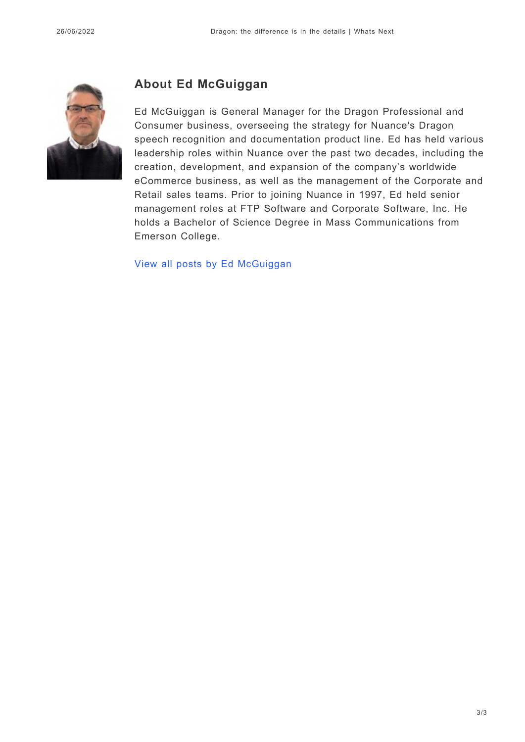## About Ed McGuiggan

Ed McGuiggan is General Manager for the Dragon Professional and Consumer business, overseeing the strategy for Nuance's Dragon speech recognition and documentation product line. Ed has held various leadership roles within Nuance over the past two decades, including the creation, development, and expansion of the company's worldwide eCommerce business, as well as the management of the Corporate and Retail sales teams. Prior to joining Nuance in 1997, Ed held senior management roles at FTP Software and Corporate Software, Inc. He holds a Bachelor of Science Degree in Mass Communications from Emerson College.

View all posts by Ed McGuiggan